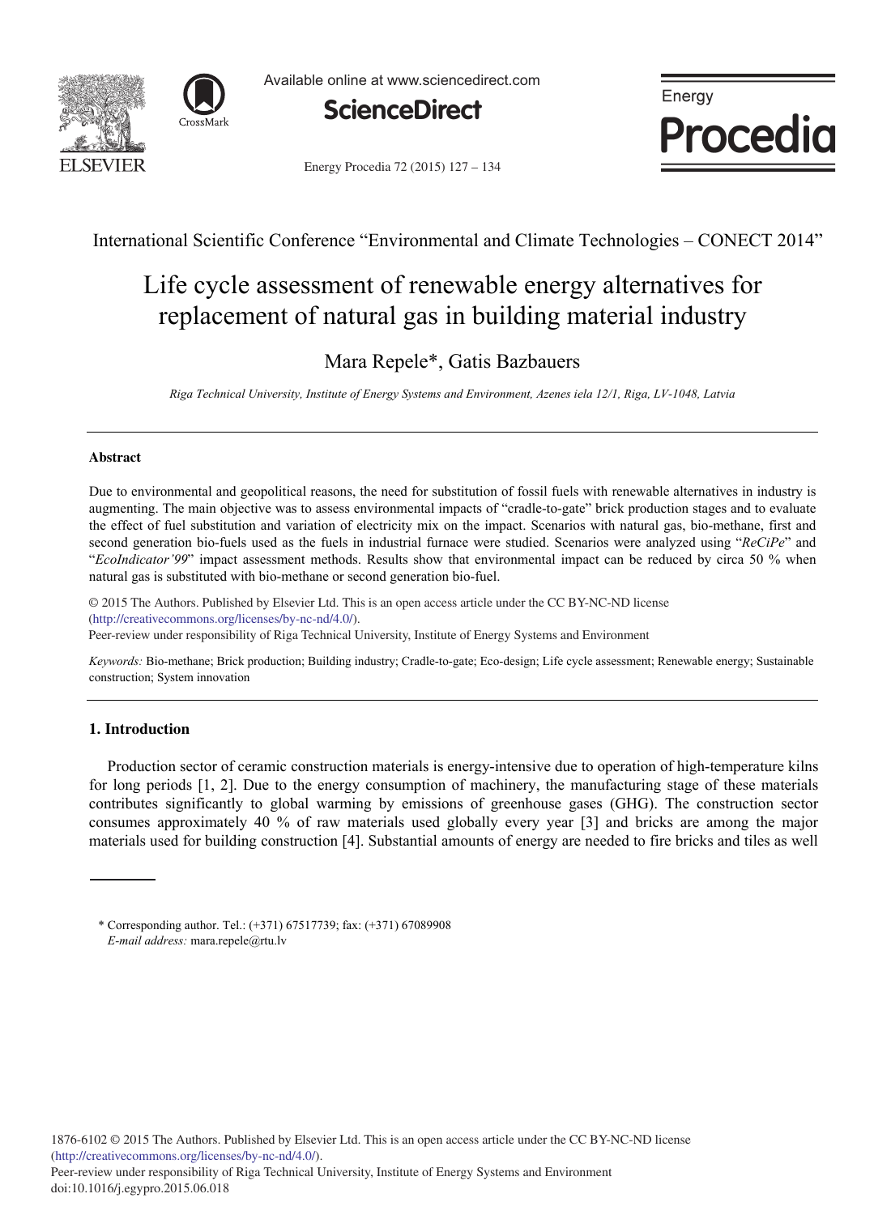International Scientific Conference "Environmental and Climate Technologies – CONECT 2014"

# Life cycle assessment of renewable energy alternatives for replacement of natural gas in building material industry

Mara Repele*, Gatis Bazbauers

*Riga Technical University, Institute of Energy Systems and Environment, Azenes iela 12/1, Riga, LV-1048, Latvia*

## Abstract

Due to environmental and geopolitical reasons, the need for substitution of fossil fuels with renewable alternatives in industry is augmenting. The main objective was to assess environmental impacts of "cradle-to-gate" brick production stages and to evaluate the effect of fuel substitution and variation of electricity mix on the impact. Scenarios with natural gas, bio-methane, first and second generation bio-fuels used as the fuels in industrial furnace were studied. Scenarios were analyzed using "*ReCiPe*" and "*EcoIndicator'99*" impact assessment methods. Results show that environmental impact can be reduced by circa 50 % when natural gas is substituted with bio-methane or second generation bio-fuel.

© 2015 The Authors. Published by Elsevier Ltd. This is an open access article under the CC BY-NC-ND license (http://creativecommons.org/licenses/by-nc-nd/4.0/).
Peer-review under responsibility of Riga Technical University, Institute of Energy Systems and Environment

*Keywords:* Bio-methane; Brick production; Building industry; Cradle-to-gate; Eco-design; Life cycle assessment; Renewable energy; Sustainable construction; System innovation

## 1. Introduction

Production sector of ceramic construction materials is energy-intensive due to operation of high-temperature kilns for long periods [1, 2]. Due to the energy consumption of machinery, the manufacturing stage of these materials contributes significantly to global warming by emissions of greenhouse gases (GHG). The construction sector consumes approximately 40 % of raw materials used globally every year [3] and bricks are among the major materials used for building construction [4]. Substantial amounts of energy are needed to fire bricks and tiles as well

\* Corresponding author. Tel.: (+371) 67517739; fax: (+371) 67089908
*E-mail address:* mara.repele@rtu.lv

1876-6102 © 2015 The Authors. Published by Elsevier Ltd. This is an open access article under the CC BY-NC-ND license (http://creativecommons.org/licenses/by-nc-nd/4.0/).
Peer-review under responsibility of Riga Technical University, Institute of Energy Systems and Environment
doi:10.1016/j.egypro.2015.06.018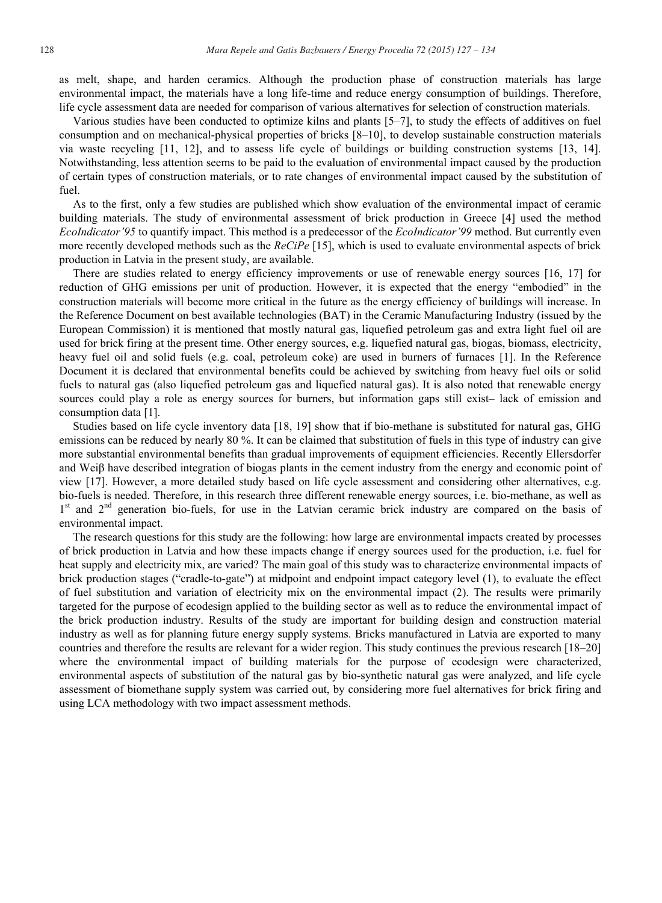as melt, shape, and harden ceramics. Although the production phase of construction materials has large environmental impact, the materials have a long life-time and reduce energy consumption of buildings. Therefore, life cycle assessment data are needed for comparison of various alternatives for selection of construction materials.

Various studies have been conducted to optimize kilns and plants [5–7], to study the effects of additives on fuel consumption and on mechanical-physical properties of bricks [8–10], to develop sustainable construction materials via waste recycling [11, 12], and to assess life cycle of buildings or building construction systems [13, 14]. Notwithstanding, less attention seems to be paid to the evaluation of environmental impact caused by the production of certain types of construction materials, or to rate changes of environmental impact caused by the substitution of fuel.

As to the first, only a few studies are published which show evaluation of the environmental impact of ceramic building materials. The study of environmental assessment of brick production in Greece [4] used the method *EcoIndicator'95* to quantify impact. This method is a predecessor of the *EcoIndicator'99* method. But currently even more recently developed methods such as the *ReCiPe* [15], which is used to evaluate environmental aspects of brick production in Latvia in the present study, are available.

There are studies related to energy efficiency improvements or use of renewable energy sources [16, 17] for reduction of GHG emissions per unit of production. However, it is expected that the energy "embodied" in the construction materials will become more critical in the future as the energy efficiency of buildings will increase. In the Reference Document on best available technologies (BAT) in the Ceramic Manufacturing Industry (issued by the European Commission) it is mentioned that mostly natural gas, liquefied petroleum gas and extra light fuel oil are used for brick firing at the present time. Other energy sources, e.g. liquefied natural gas, biogas, biomass, electricity, heavy fuel oil and solid fuels (e.g. coal, petroleum coke) are used in burners of furnaces [1]. In the Reference Document it is declared that environmental benefits could be achieved by switching from heavy fuel oils or solid fuels to natural gas (also liquefied petroleum gas and liquefied natural gas). It is also noted that renewable energy sources could play a role as energy sources for burners, but information gaps still exist– lack of emission and consumption data [1].

Studies based on life cycle inventory data [18, 19] show that if bio-methane is substituted for natural gas, GHG emissions can be reduced by nearly 80 %. It can be claimed that substitution of fuels in this type of industry can give more substantial environmental benefits than gradual improvements of equipment efficiencies. Recently Ellersdorfer and Weiβ have described integration of biogas plants in the cement industry from the energy and economic point of view [17]. However, a more detailed study based on life cycle assessment and considering other alternatives, e.g. bio-fuels is needed. Therefore, in this research three different renewable energy sources, i.e. bio-methane, as well as 1st and 2nd generation bio-fuels, for use in the Latvian ceramic brick industry are compared on the basis of environmental impact.

The research questions for this study are the following: how large are environmental impacts created by processes of brick production in Latvia and how these impacts change if energy sources used for the production, i.e. fuel for heat supply and electricity mix, are varied? The main goal of this study was to characterize environmental impacts of brick production stages ("cradle-to-gate") at midpoint and endpoint impact category level (1), to evaluate the effect of fuel substitution and variation of electricity mix on the environmental impact (2). The results were primarily targeted for the purpose of ecodesign applied to the building sector as well as to reduce the environmental impact of the brick production industry. Results of the study are important for building design and construction material industry as well as for planning future energy supply systems. Bricks manufactured in Latvia are exported to many countries and therefore the results are relevant for a wider region. This study continues the previous research [18–20] where the environmental impact of building materials for the purpose of ecodesign were characterized, environmental aspects of substitution of the natural gas by bio-synthetic natural gas were analyzed, and life cycle assessment of biomethane supply system was carried out, by considering more fuel alternatives for brick firing and using LCA methodology with two impact assessment methods.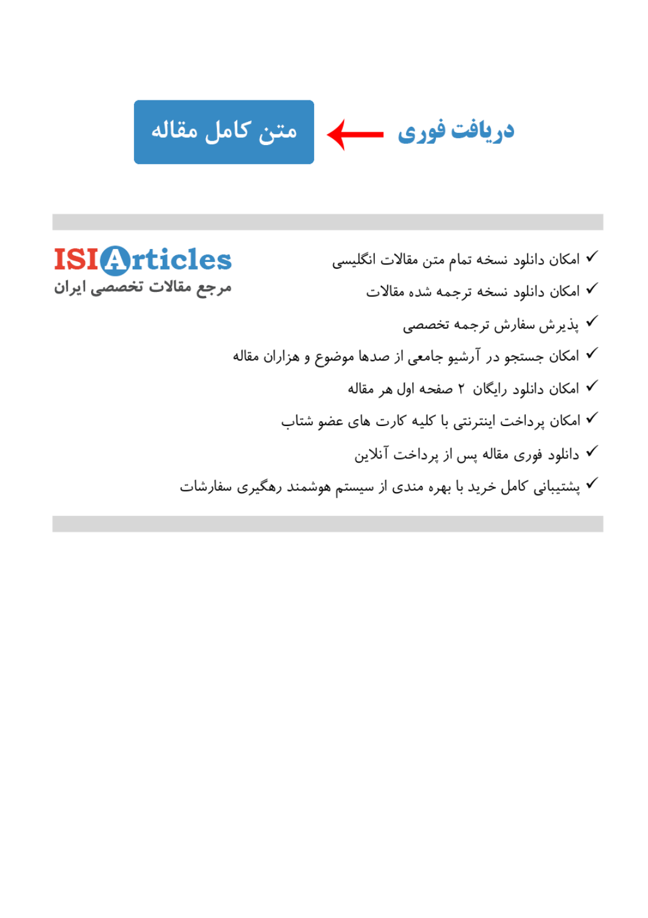دریافت فوری ← متن کامل مقاله

**ISIArticles**
مرجع مقالات تخصصی ایران

- ✓ امکان دانلود نسخه تمام متن مقالات انگلیسی
- ✓ امکان دانلود نسخه ترجمه شده مقالات
- ✓ پذیرش سفارش ترجمه تخصصی
- ✓ امکان جستجو در آرشیو جامعی از صدها موضوع و هزاران مقاله
- ✓ امکان دانلود رایگان ۲ صفحه اول هر مقاله
- ✓ امکان پرداخت اینترنتی با کلیه کارت های عضو شتاب
- ✓ دانلود فوری مقاله پس از پرداخت آنلاین
- ✓ پشتیبانی کامل خرید با بهره مندی از سیستم هوشمند رهگیری سفارشات